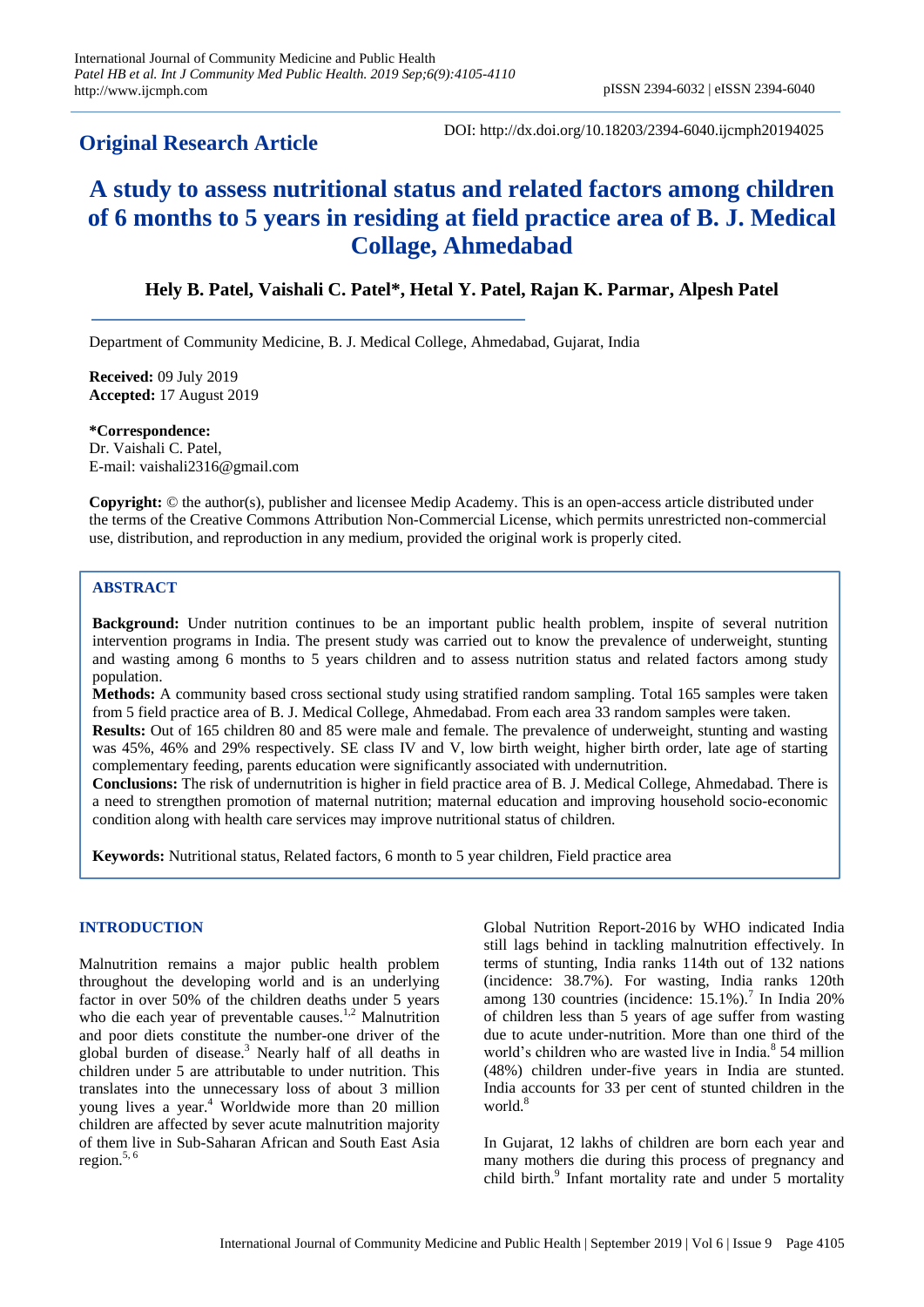## Original Research Article

DOI: http://dx.doi.org/10.18203/2394-6040.ijcmph20194025

# A study to assess nutritional status and related factors among children of 6 months to 5 years in residing at field practice area of B. J. Medical Collage, Ahmedabad

**Hely B. Patel, Vaishali C. Patel\*, Hetal Y. Patel, Rajan K. Parmar, Alpesh Patel**

Department of Community Medicine, B. J. Medical College, Ahmedabad, Gujarat, India

**Received:** 09 July 2019
**Accepted:** 17 August 2019

**\*Correspondence:**
Dr. Vaishali C. Patel,
E-mail: vaishali2316@gmail.com

**Copyright:** © the author(s), publisher and licensee Medip Academy. This is an open-access article distributed under the terms of the Creative Commons Attribution Non-Commercial License, which permits unrestricted non-commercial use, distribution, and reproduction in any medium, provided the original work is properly cited.

## ABSTRACT

**Background:** Under nutrition continues to be an important public health problem, inspite of several nutrition intervention programs in India. The present study was carried out to know the prevalence of underweight, stunting and wasting among 6 months to 5 years children and to assess nutrition status and related factors among study population.

**Methods:** A community based cross sectional study using stratified random sampling. Total 165 samples were taken from 5 field practice area of B. J. Medical College, Ahmedabad. From each area 33 random samples were taken.

**Results:** Out of 165 children 80 and 85 were male and female. The prevalence of underweight, stunting and wasting was 45%, 46% and 29% respectively. SE class IV and V, low birth weight, higher birth order, late age of starting complementary feeding, parents education were significantly associated with undernutrition.

**Conclusions:** The risk of undernutrition is higher in field practice area of B. J. Medical College, Ahmedabad. There is a need to strengthen promotion of maternal nutrition; maternal education and improving household socio-economic condition along with health care services may improve nutritional status of children.

**Keywords:** Nutritional status, Related factors, 6 month to 5 year children, Field practice area

## INTRODUCTION

Malnutrition remains a major public health problem throughout the developing world and is an underlying factor in over 50% of the children deaths under 5 years who die each year of preventable causes.[1,2] Malnutrition and poor diets constitute the number-one driver of the global burden of disease.[3] Nearly half of all deaths in children under 5 are attributable to under nutrition. This translates into the unnecessary loss of about 3 million young lives a year.[4] Worldwide more than 20 million children are affected by sever acute malnutrition majority of them live in Sub-Saharan African and South East Asia region.[5,6]

Global Nutrition Report-2016 by WHO indicated India still lags behind in tackling malnutrition effectively. In terms of stunting, India ranks 114th out of 132 nations (incidence: 38.7%). For wasting, India ranks 120th among 130 countries (incidence: 15.1%).[7] In India 20% of children less than 5 years of age suffer from wasting due to acute under-nutrition. More than one third of the world's children who are wasted live in India.[8] 54 million (48%) children under-five years in India are stunted. India accounts for 33 per cent of stunted children in the world.[8]

In Gujarat, 12 lakhs of children are born each year and many mothers die during this process of pregnancy and child birth.[9] Infant mortality rate and under 5 mortality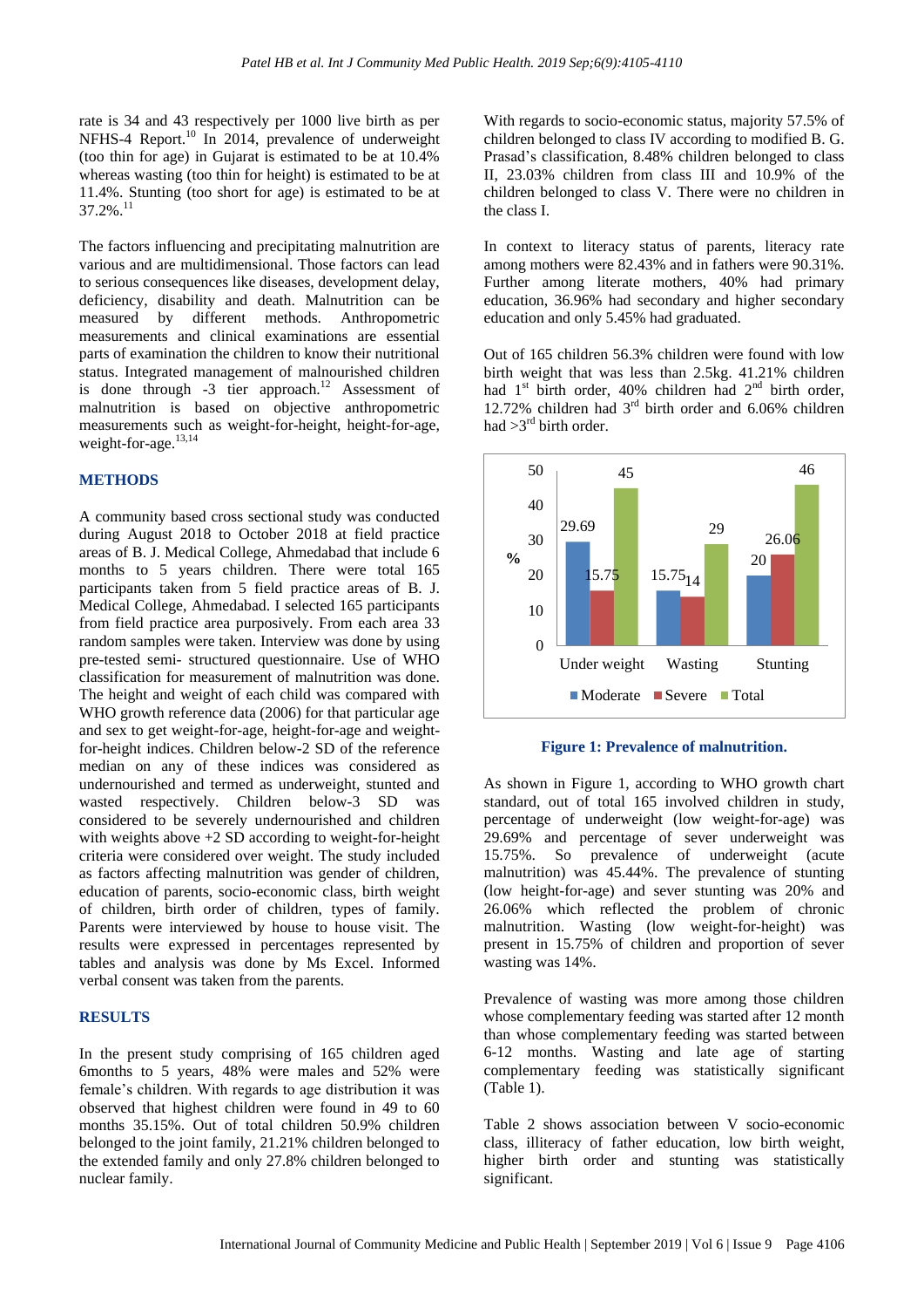rate is 34 and 43 respectively per 1000 live birth as per NFHS-4 Report.[10] In 2014, prevalence of underweight (too thin for age) in Gujarat is estimated to be at 10.4% whereas wasting (too thin for height) is estimated to be at 11.4%. Stunting (too short for age) is estimated to be at 37.2%.[11]

The factors influencing and precipitating malnutrition are various and are multidimensional. Those factors can lead to serious consequences like diseases, development delay, deficiency, disability and death. Malnutrition can be measured by different methods. Anthropometric measurements and clinical examinations are essential parts of examination the children to know their nutritional status. Integrated management of malnourished children is done through -3 tier approach.[12] Assessment of malnutrition is based on objective anthropometric measurements such as weight-for-height, height-for-age, weight-for-age.[13,14]

## METHODS

A community based cross sectional study was conducted during August 2018 to October 2018 at field practice areas of B. J. Medical College, Ahmedabad that include 6 months to 5 years children. There were total 165 participants taken from 5 field practice areas of B. J. Medical College, Ahmedabad. I selected 165 participants from field practice area purposively. From each area 33 random samples were taken. Interview was done by using pre-tested semi- structured questionnaire. Use of WHO classification for measurement of malnutrition was done. The height and weight of each child was compared with WHO growth reference data (2006) for that particular age and sex to get weight-for-age, height-for-age and weight-for-height indices. Children below-2 SD of the reference median on any of these indices was considered as undernourished and termed as underweight, stunted and wasted respectively. Children below-3 SD was considered to be severely undernourished and children with weights above +2 SD according to weight-for-height criteria were considered over weight. The study included as factors affecting malnutrition was gender of children, education of parents, socio-economic class, birth weight of children, birth order of children, types of family. Parents were interviewed by house to house visit. The results were expressed in percentages represented by tables and analysis was done by Ms Excel. Informed verbal consent was taken from the parents.

## RESULTS

In the present study comprising of 165 children aged 6months to 5 years, 48% were males and 52% were female's children. With regards to age distribution it was observed that highest children were found in 49 to 60 months 35.15%. Out of total children 50.9% children belonged to the joint family, 21.21% children belonged to the extended family and only 27.8% children belonged to nuclear family.

With regards to socio-economic status, majority 57.5% of children belonged to class IV according to modified B. G. Prasad's classification, 8.48% children belonged to class II, 23.03% children from class III and 10.9% of the children belonged to class V. There were no children in the class I.

In context to literacy status of parents, literacy rate among mothers were 82.43% and in fathers were 90.31%. Further among literate mothers, 40% had primary education, 36.96% had secondary and higher secondary education and only 5.45% had graduated.

Out of 165 children 56.3% children were found with low birth weight that was less than 2.5kg. 41.21% children had 1st birth order, 40% children had 2nd birth order, 12.72% children had 3rd birth order and 6.06% children had >3rd birth order.

| | Moderate | Severe | Total |
|---|---|---|---|
| Under weight | 29.69 | 15.75 | 45 |
| Wasting | 15.75 | 14 | 29 |
| Stunting | 20 | 26.06 | 46 |

**Figure 1: Prevalence of malnutrition.**

As shown in Figure 1, according to WHO growth chart standard, out of total 165 involved children in study, percentage of underweight (low weight-for-age) was 29.69% and percentage of sever underweight was 15.75%. So prevalence of underweight (acute malnutrition) was 45.44%. The prevalence of stunting (low height-for-age) and sever stunting was 20% and 26.06% which reflected the problem of chronic malnutrition. Wasting (low weight-for-height) was present in 15.75% of children and proportion of sever wasting was 14%.

Prevalence of wasting was more among those children whose complementary feeding was started after 12 month than whose complementary feeding was started between 6-12 months. Wasting and late age of starting complementary feeding was statistically significant (Table 1).

Table 2 shows association between V socio-economic class, illiteracy of father education, low birth weight, higher birth order and stunting was statistically significant.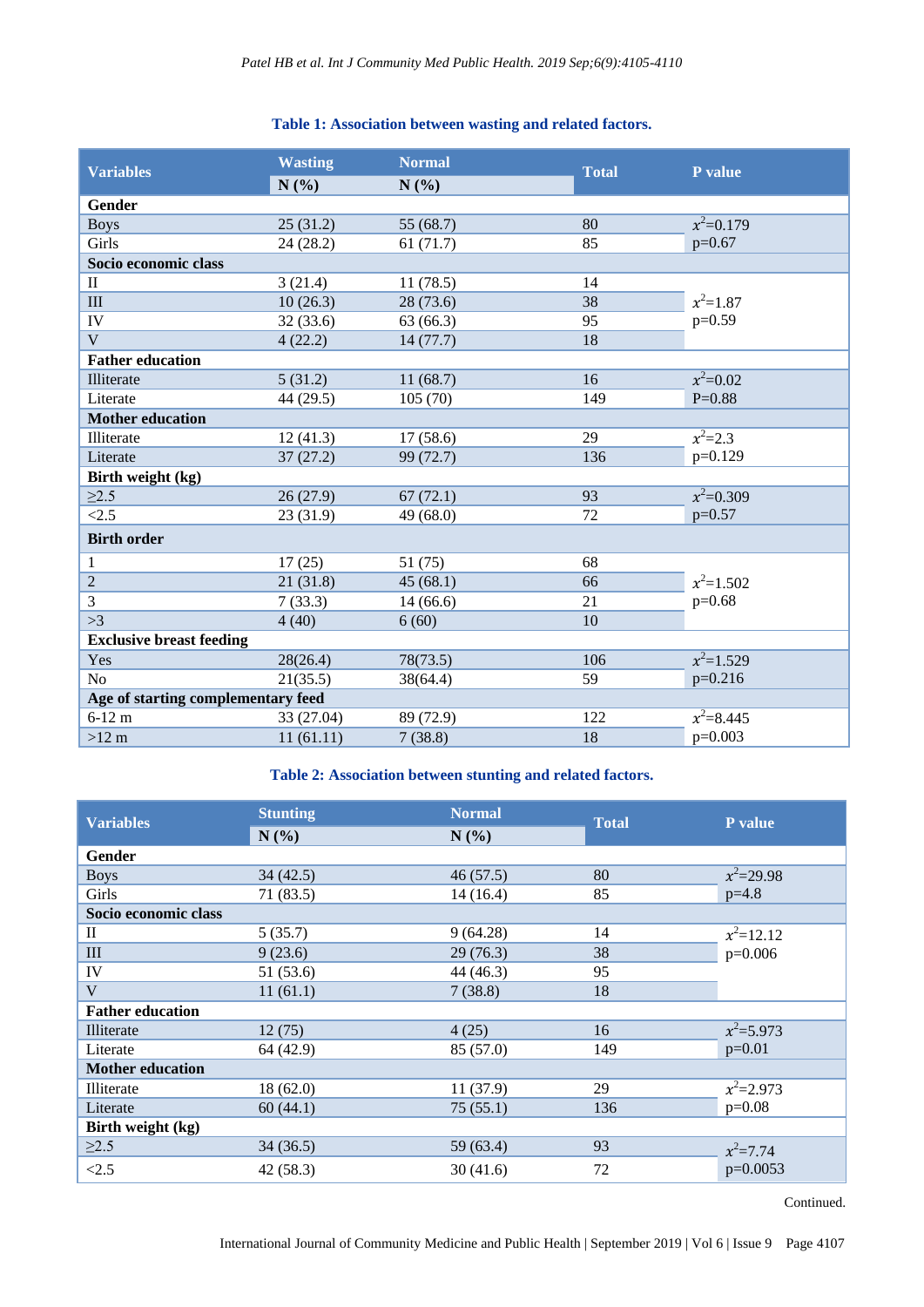**Table 1: Association between wasting and related factors.**

| Variables | Wasting N (%) | Normal N (%) | Total | P value |
|---|---|---|---|---|
| **Gender** | | | | |
| Boys | 25 (31.2) | 55 (68.7) | 80 | $x^2$=0.179 |
| Girls | 24 (28.2) | 61 (71.7) | 85 | p=0.67 |
| **Socio economic class** | | | | |
| II | 3 (21.4) | 11 (78.5) | 14 | |
| III | 10 (26.3) | 28 (73.6) | 38 | $x^2$=1.87 |
| IV | 32 (33.6) | 63 (66.3) | 95 | p=0.59 |
| V | 4 (22.2) | 14 (77.7) | 18 | |
| **Father education** | | | | |
| Illiterate | 5 (31.2) | 11 (68.7) | 16 | $x^2$=0.02 |
| Literate | 44 (29.5) | 105 (70) | 149 | P=0.88 |
| **Mother education** | | | | |
| Illiterate | 12 (41.3) | 17 (58.6) | 29 | $x^2$=2.3 |
| Literate | 37 (27.2) | 99 (72.7) | 136 | p=0.129 |
| **Birth weight (kg)** | | | | |
| ≥2.5 | 26 (27.9) | 67 (72.1) | 93 | $x^2$=0.309 |
| <2.5 | 23 (31.9) | 49 (68.0) | 72 | p=0.57 |
| **Birth order** | | | | |
| 1 | 17 (25) | 51 (75) | 68 | |
| 2 | 21 (31.8) | 45 (68.1) | 66 | $x^2$=1.502 |
| 3 | 7 (33.3) | 14 (66.6) | 21 | p=0.68 |
| >3 | 4 (40) | 6 (60) | 10 | |
| **Exclusive breast feeding** | | | | |
| Yes | 28(26.4) | 78(73.5) | 106 | $x^2$=1.529 |
| No | 21(35.5) | 38(64.4) | 59 | p=0.216 |
| **Age of starting complementary feed** | | | | |
| 6-12 m | 33 (27.04) | 89 (72.9) | 122 | $x^2$=8.445 |
| >12 m | 11 (61.11) | 7 (38.8) | 18 | p=0.003 |

**Table 2: Association between stunting and related factors.**

| Variables | Stunting N (%) | Normal N (%) | Total | P value |
|---|---|---|---|---|
| **Gender** | | | | |
| Boys | 34 (42.5) | 46 (57.5) | 80 | $x^2$=29.98 |
| Girls | 71 (83.5) | 14 (16.4) | 85 | p=4.8 |
| **Socio economic class** | | | | |
| II | 5 (35.7) | 9 (64.28) | 14 | $x^2$=12.12 |
| III | 9 (23.6) | 29 (76.3) | 38 | p=0.006 |
| IV | 51 (53.6) | 44 (46.3) | 95 | |
| V | 11 (61.1) | 7 (38.8) | 18 | |
| **Father education** | | | | |
| Illiterate | 12 (75) | 4 (25) | 16 | $x^2$=5.973 |
| Literate | 64 (42.9) | 85 (57.0) | 149 | p=0.01 |
| **Mother education** | | | | |
| Illiterate | 18 (62.0) | 11 (37.9) | 29 | $x^2$=2.973 |
| Literate | 60 (44.1) | 75 (55.1) | 136 | p=0.08 |
| **Birth weight (kg)** | | | | |
| ≥2.5 | 34 (36.5) | 59 (63.4) | 93 | $x^2$=7.74 |
| <2.5 | 42 (58.3) | 30 (41.6) | 72 | p=0.0053 |

Continued.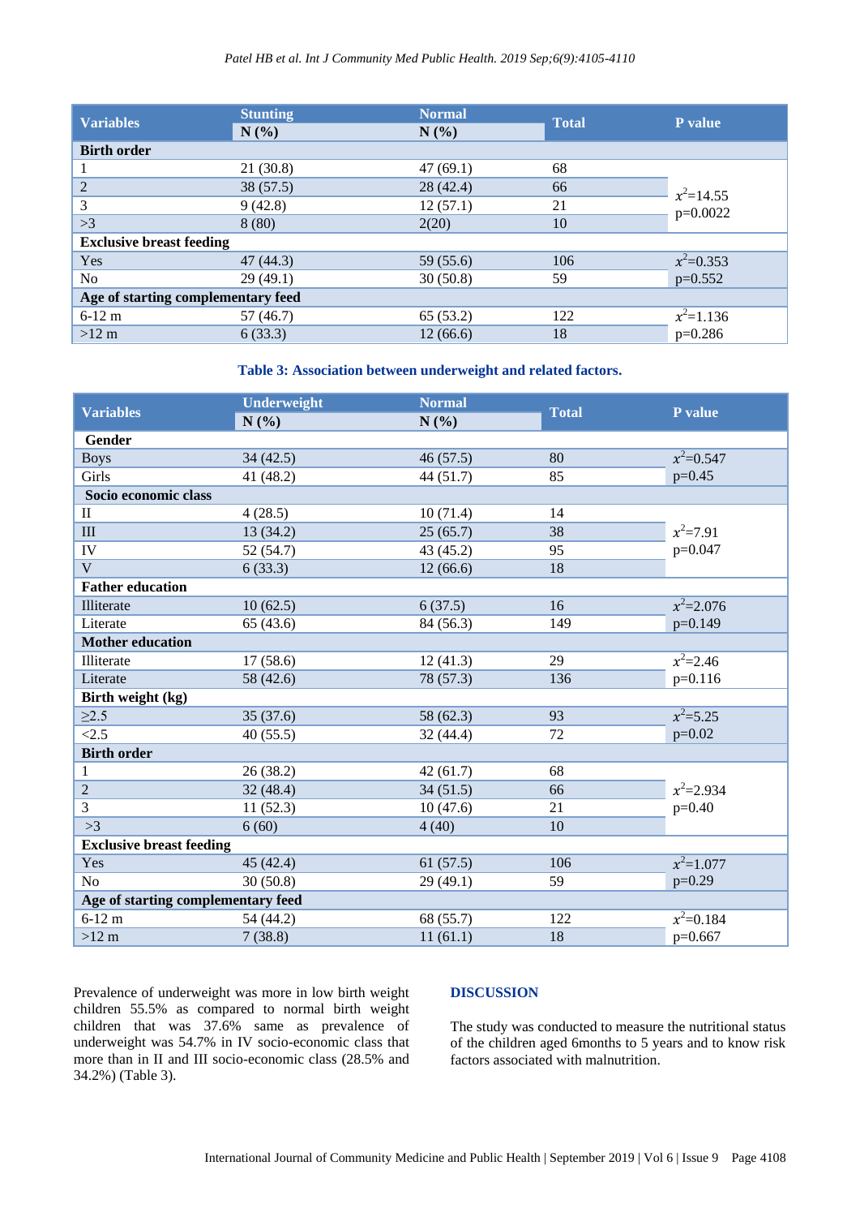| Variables | Stunting | Normal | Total | P value |
|---|---|---|---|---|
| | N (%) | N (%) | | |
| **Birth order** | | | | |
| 1 | 21 (30.8) | 47 (69.1) | 68 | $x^2$=14.55 p=0.0022 |
| 2 | 38 (57.5) | 28 (42.4) | 66 | |
| 3 | 9 (42.8) | 12 (57.1) | 21 | |
| >3 | 8 (80) | 2(20) | 10 | |
| **Exclusive breast feeding** | | | | |
| Yes | 47 (44.3) | 59 (55.6) | 106 | $x^2$=0.353 |
| No | 29 (49.1) | 30 (50.8) | 59 | p=0.552 |
| **Age of starting complementary feed** | | | | |
| 6-12 m | 57 (46.7) | 65 (53.2) | 122 | $x^2$=1.136 |
| >12 m | 6 (33.3) | 12 (66.6) | 18 | p=0.286 |

**Table 3: Association between underweight and related factors.**

| Variables | Underweight | Normal | Total | P value |
|---|---|---|---|---|
| | N (%) | N (%) | | |
| **Gender** | | | | |
| Boys | 34 (42.5) | 46 (57.5) | 80 | $x^2$=0.547 |
| Girls | 41 (48.2) | 44 (51.7) | 85 | p=0.45 |
| **Socio economic class** | | | | |
| II | 4 (28.5) | 10 (71.4) | 14 | $x^2$=7.91 p=0.047 |
| III | 13 (34.2) | 25 (65.7) | 38 | |
| IV | 52 (54.7) | 43 (45.2) | 95 | |
| V | 6 (33.3) | 12 (66.6) | 18 | |
| **Father education** | | | | |
| Illiterate | 10 (62.5) | 6 (37.5) | 16 | $x^2$=2.076 |
| Literate | 65 (43.6) | 84 (56.3) | 149 | p=0.149 |
| **Mother education** | | | | |
| Illiterate | 17 (58.6) | 12 (41.3) | 29 | $x^2$=2.46 |
| Literate | 58 (42.6) | 78 (57.3) | 136 | p=0.116 |
| **Birth weight (kg)** | | | | |
| ≥2.5 | 35 (37.6) | 58 (62.3) | 93 | $x^2$=5.25 |
| <2.5 | 40 (55.5) | 32 (44.4) | 72 | p=0.02 |
| **Birth order** | | | | |
| 1 | 26 (38.2) | 42 (61.7) | 68 | $x^2$=2.934 p=0.40 |
| 2 | 32 (48.4) | 34 (51.5) | 66 | |
| 3 | 11 (52.3) | 10 (47.6) | 21 | |
| >3 | 6 (60) | 4 (40) | 10 | |
| **Exclusive breast feeding** | | | | |
| Yes | 45 (42.4) | 61 (57.5) | 106 | $x^2$=1.077 |
| No | 30 (50.8) | 29 (49.1) | 59 | p=0.29 |
| **Age of starting complementary feed** | | | | |
| 6-12 m | 54 (44.2) | 68 (55.7) | 122 | $x^2$=0.184 |
| >12 m | 7 (38.8) | 11 (61.1) | 18 | p=0.667 |

Prevalence of underweight was more in low birth weight children 55.5% as compared to normal birth weight children that was 37.6% same as prevalence of underweight was 54.7% in IV socio-economic class that more than in II and III socio-economic class (28.5% and 34.2%) (Table 3).

## DISCUSSION

The study was conducted to measure the nutritional status of the children aged 6months to 5 years and to know risk factors associated with malnutrition.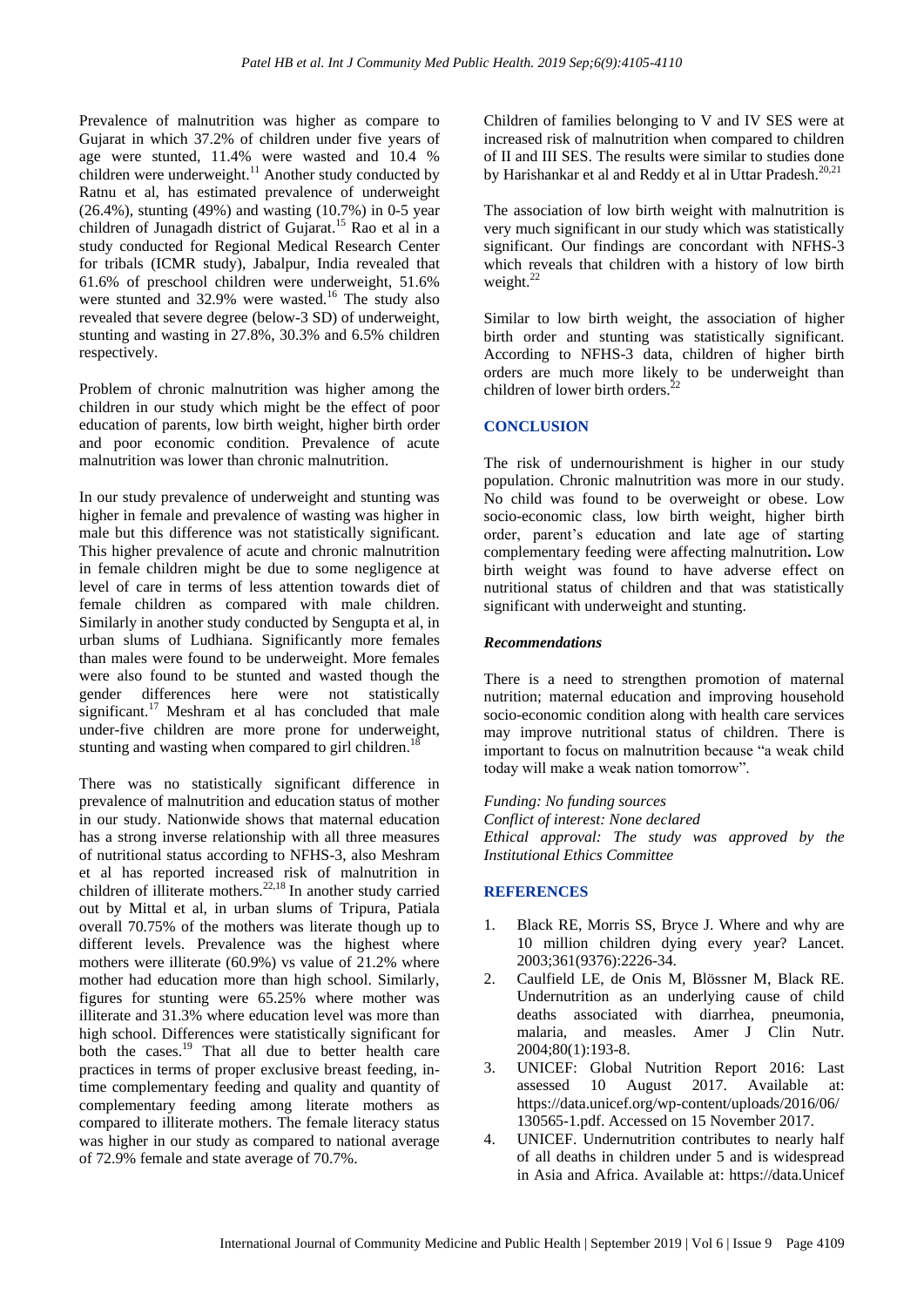Prevalence of malnutrition was higher as compare to Gujarat in which 37.2% of children under five years of age were stunted, 11.4% were wasted and 10.4 % children were underweight.[11] Another study conducted by Ratnu et al, has estimated prevalence of underweight (26.4%), stunting (49%) and wasting (10.7%) in 0-5 year children of Junagadh district of Gujarat.[15] Rao et al in a study conducted for Regional Medical Research Center for tribals (ICMR study), Jabalpur, India revealed that 61.6% of preschool children were underweight, 51.6% were stunted and 32.9% were wasted.[16] The study also revealed that severe degree (below-3 SD) of underweight, stunting and wasting in 27.8%, 30.3% and 6.5% children respectively.

Problem of chronic malnutrition was higher among the children in our study which might be the effect of poor education of parents, low birth weight, higher birth order and poor economic condition. Prevalence of acute malnutrition was lower than chronic malnutrition.

In our study prevalence of underweight and stunting was higher in female and prevalence of wasting was higher in male but this difference was not statistically significant. This higher prevalence of acute and chronic malnutrition in female children might be due to some negligence at level of care in terms of less attention towards diet of female children as compared with male children. Similarly in another study conducted by Sengupta et al, in urban slums of Ludhiana. Significantly more females than males were found to be underweight. More females were also found to be stunted and wasted though the gender differences here were not statistically significant.[17] Meshram et al has concluded that male under-five children are more prone for underweight, stunting and wasting when compared to girl children.[18]

There was no statistically significant difference in prevalence of malnutrition and education status of mother in our study. Nationwide shows that maternal education has a strong inverse relationship with all three measures of nutritional status according to NFHS-3, also Meshram et al has reported increased risk of malnutrition in children of illiterate mothers.[22,18] In another study carried out by Mittal et al, in urban slums of Tripura, Patiala overall 70.75% of the mothers was literate though up to different levels. Prevalence was the highest where mothers were illiterate (60.9%) vs value of 21.2% where mother had education more than high school. Similarly, figures for stunting were 65.25% where mother was illiterate and 31.3% where education level was more than high school. Differences were statistically significant for both the cases.[19] That all due to better health care practices in terms of proper exclusive breast feeding, in-time complementary feeding and quality and quantity of complementary feeding among literate mothers as compared to illiterate mothers. The female literacy status was higher in our study as compared to national average of 72.9% female and state average of 70.7%.

Children of families belonging to V and IV SES were at increased risk of malnutrition when compared to children of II and III SES. The results were similar to studies done by Harishankar et al and Reddy et al in Uttar Pradesh.[20,21]

The association of low birth weight with malnutrition is very much significant in our study which was statistically significant. Our findings are concordant with NFHS-3 which reveals that children with a history of low birth weight.[22]

Similar to low birth weight, the association of higher birth order and stunting was statistically significant. According to NFHS-3 data, children of higher birth orders are much more likely to be underweight than children of lower birth orders.[22]

## CONCLUSION

The risk of undernourishment is higher in our study population. Chronic malnutrition was more in our study. No child was found to be overweight or obese. Low socio-economic class, low birth weight, higher birth order, parent's education and late age of starting complementary feeding were affecting malnutrition**.** Low birth weight was found to have adverse effect on nutritional status of children and that was statistically significant with underweight and stunting.

### *Recommendations*

There is a need to strengthen promotion of maternal nutrition; maternal education and improving household socio-economic condition along with health care services may improve nutritional status of children. There is important to focus on malnutrition because "a weak child today will make a weak nation tomorrow".

*Funding: No funding sources*
*Conflict of interest: None declared*
*Ethical approval: The study was approved by the Institutional Ethics Committee*

## REFERENCES

1. Black RE, Morris SS, Bryce J. Where and why are 10 million children dying every year? Lancet. 2003;361(9376):2226-34.
2. Caulfield LE, de Onis M, Blössner M, Black RE. Undernutrition as an underlying cause of child deaths associated with diarrhea, pneumonia, malaria, and measles. Amer J Clin Nutr. 2004;80(1):193-8.
3. UNICEF: Global Nutrition Report 2016: Last assessed 10 August 2017. Available at: https://data.unicef.org/wp-content/uploads/2016/06/130565-1.pdf. Accessed on 15 November 2017.
4. UNICEF. Undernutrition contributes to nearly half of all deaths in children under 5 and is widespread in Asia and Africa. Available at: https://data.Unicef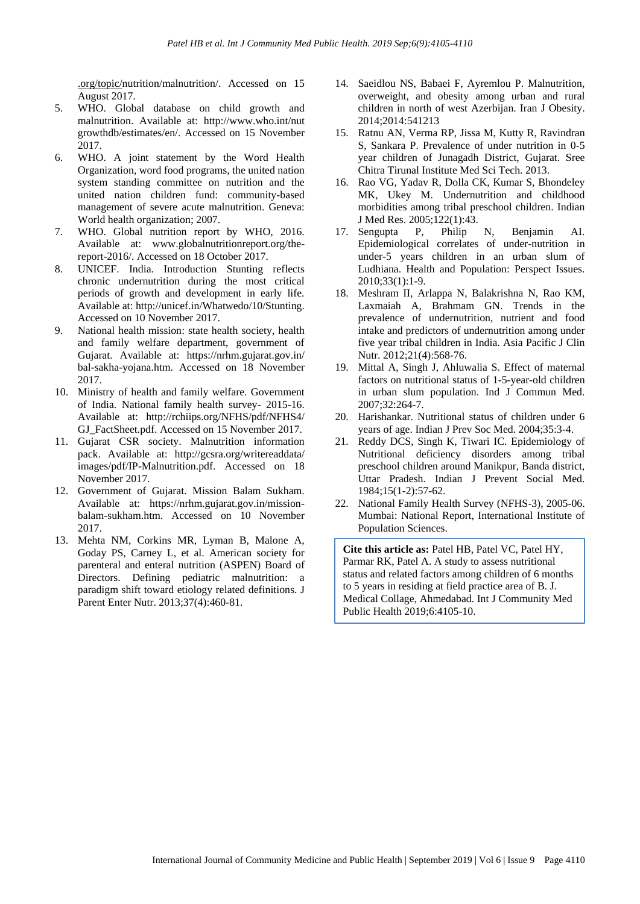.org/topic/nutrition/malnutrition/. Accessed on 15 August 2017.

5. WHO. Global database on child growth and malnutrition. Available at: http://www.who.int/nutgrowthdb/estimates/en/. Accessed on 15 November 2017.
6. WHO. A joint statement by the Word Health Organization, word food programs, the united nation system standing committee on nutrition and the united nation children fund: community-based management of severe acute malnutrition. Geneva: World health organization; 2007.
7. WHO. Global nutrition report by WHO, 2016. Available at: www.globalnutritionreport.org/the-report-2016/. Accessed on 18 October 2017.
8. UNICEF. India. Introduction Stunting reflects chronic undernutrition during the most critical periods of growth and development in early life. Available at: http://unicef.in/Whatwedo/10/Stunting. Accessed on 10 November 2017.
9. National health mission: state health society, health and family welfare department, government of Gujarat. Available at: https://nrhm.gujarat.gov.in/bal-sakha-yojana.htm. Accessed on 18 November 2017.
10. Ministry of health and family welfare. Government of India. National family health survey- 2015-16. Available at: http://rchiips.org/NFHS/pdf/NFHS4/GJ_FactSheet.pdf. Accessed on 15 November 2017.
11. Gujarat CSR society. Malnutrition information pack. Available at: http://gcsra.org/writereaddata/images/pdf/IP-Malnutrition.pdf. Accessed on 18 November 2017.
12. Government of Gujarat. Mission Balam Sukham. Available at: https://nrhm.gujarat.gov.in/mission-balam-sukham.htm. Accessed on 10 November 2017.
13. Mehta NM, Corkins MR, Lyman B, Malone A, Goday PS, Carney L, et al. American society for parenteral and enteral nutrition (ASPEN) Board of Directors. Defining pediatric malnutrition: a paradigm shift toward etiology related definitions. J Parent Enter Nutr. 2013;37(4):460-81.
14. Saeidlou NS, Babaei F, Ayremlou P. Malnutrition, overweight, and obesity among urban and rural children in north of west Azerbijan. Iran J Obesity. 2014;2014:541213
15. Ratnu AN, Verma RP, Jissa M, Kutty R, Ravindran S, Sankara P. Prevalence of under nutrition in 0-5 year children of Junagadh District, Gujarat. Sree Chitra Tirunal Institute Med Sci Tech. 2013.
16. Rao VG, Yadav R, Dolla CK, Kumar S, Bhondeley MK, Ukey M. Undernutrition and childhood morbidities among tribal preschool children. Indian J Med Res. 2005;122(1):43.
17. Sengupta P, Philip N, Benjamin AI. Epidemiological correlates of under-nutrition in under-5 years children in an urban slum of Ludhiana. Health and Population: Perspect Issues. 2010;33(1):1-9.
18. Meshram II, Arlappa N, Balakrishna N, Rao KM, Laxmaiah A, Brahmam GN. Trends in the prevalence of undernutrition, nutrient and food intake and predictors of undernutrition among under five year tribal children in India. Asia Pacific J Clin Nutr. 2012;21(4):568-76.
19. Mittal A, Singh J, Ahluwalia S. Effect of maternal factors on nutritional status of 1-5-year-old children in urban slum population. Ind J Commun Med. 2007;32:264-7.
20. Harishankar. Nutritional status of children under 6 years of age. Indian J Prev Soc Med. 2004;35:3-4.
21. Reddy DCS, Singh K, Tiwari IC. Epidemiology of Nutritional deficiency disorders among tribal preschool children around Manikpur, Banda district, Uttar Pradesh. Indian J Prevent Social Med. 1984;15(1-2):57-62.
22. National Family Health Survey (NFHS-3), 2005-06. Mumbai: National Report, International Institute of Population Sciences.

**Cite this article as:** Patel HB, Patel VC, Patel HY, Parmar RK, Patel A. A study to assess nutritional status and related factors among children of 6 months to 5 years in residing at field practice area of B. J. Medical Collage, Ahmedabad. Int J Community Med Public Health 2019;6:4105-10.